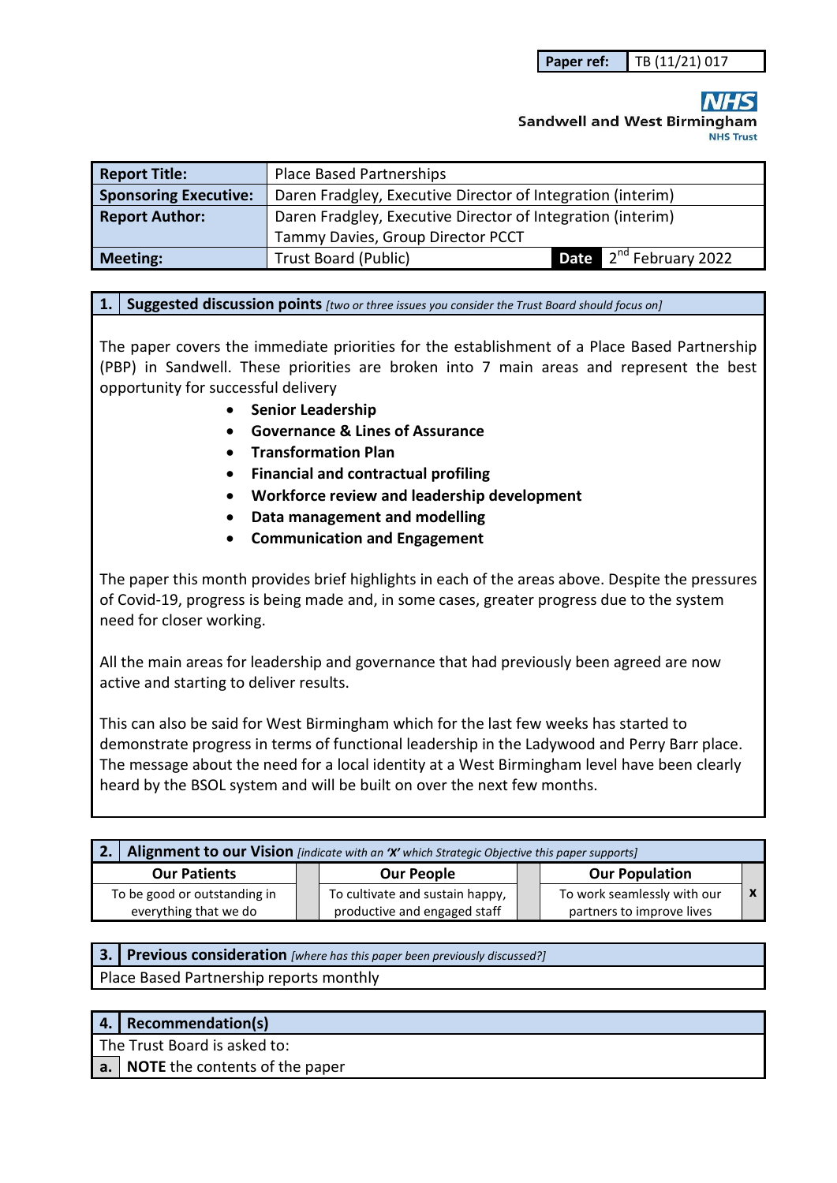| Paper ref: | TB (11/21) 017 |
|---|---|

**NHS**
**Sandwell and West Birmingham**
**NHS Trust**

| **Report Title:** | Place Based Partnerships | | |
|---|---|---|---|
| **Sponsoring Executive:** | Daren Fradgley, Executive Director of Integration (interim) | | |
| **Report Author:** | Daren Fradgley, Executive Director of Integration (interim)<br>Tammy Davies, Group Director PCCT | | |
| **Meeting:** | Trust Board (Public) | **Date** | 2nd February 2022 |

## 1. Suggested discussion points *[two or three issues you consider the Trust Board should focus on]*

The paper covers the immediate priorities for the establishment of a Place Based Partnership (PBP) in Sandwell. These priorities are broken into 7 main areas and represent the best opportunity for successful delivery

- **Senior Leadership**
- **Governance & Lines of Assurance**
- **Transformation Plan**
- **Financial and contractual profiling**
- **Workforce review and leadership development**
- **Data management and modelling**
- **Communication and Engagement**

The paper this month provides brief highlights in each of the areas above. Despite the pressures of Covid-19, progress is being made and, in some cases, greater progress due to the system need for closer working.

All the main areas for leadership and governance that had previously been agreed are now active and starting to deliver results.

This can also be said for West Birmingham which for the last few weeks has started to demonstrate progress in terms of functional leadership in the Ladywood and Perry Barr place. The message about the need for a local identity at a West Birmingham level have been clearly heard by the BSOL system and will be built on over the next few months.

## 2. Alignment to our Vision *[indicate with an 'X' which Strategic Objective this paper supports]*

| Our Patients | | Our People | | Our Population | |
|---|---|---|---|---|---|
| To be good or outstanding in everything that we do | | To cultivate and sustain happy, productive and engaged staff | | To work seamlessly with our partners to improve lives | x |

## 3. Previous consideration *[where has this paper been previously discussed?]*

Place Based Partnership reports monthly

## 4. Recommendation(s)

The Trust Board is asked to:

| a. | **NOTE** the contents of the paper |
|---|---|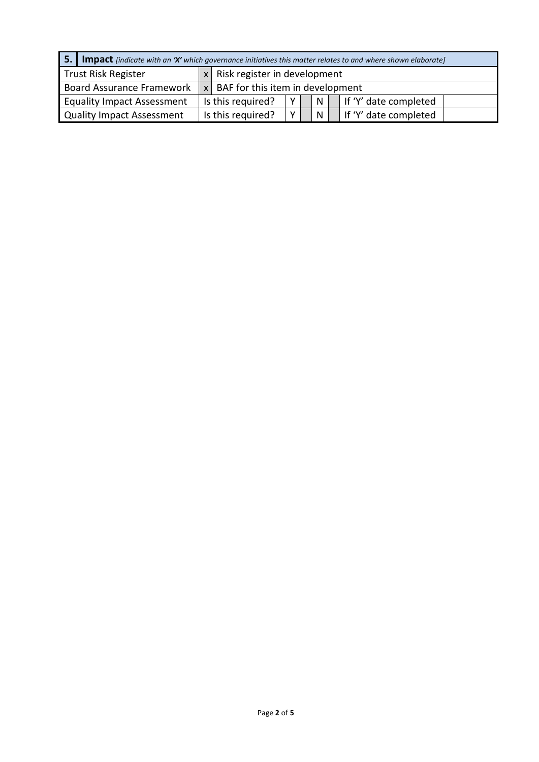| 5. | **Impact** *[indicate with an **'X'** which governance initiatives this matter relates to and where shown elaborate]* | | | | | | | |
|---|---|---|---|---|---|---|---|---|
| Trust Risk Register | | x | Risk register in development | | | | | |
| Board Assurance Framework | | x | BAF for this item in development | | | | | |
| Equality Impact Assessment | | Is this required? | Y | | N | | If 'Y' date completed | |
| Quality Impact Assessment | | Is this required? | Y | | N | | If 'Y' date completed | |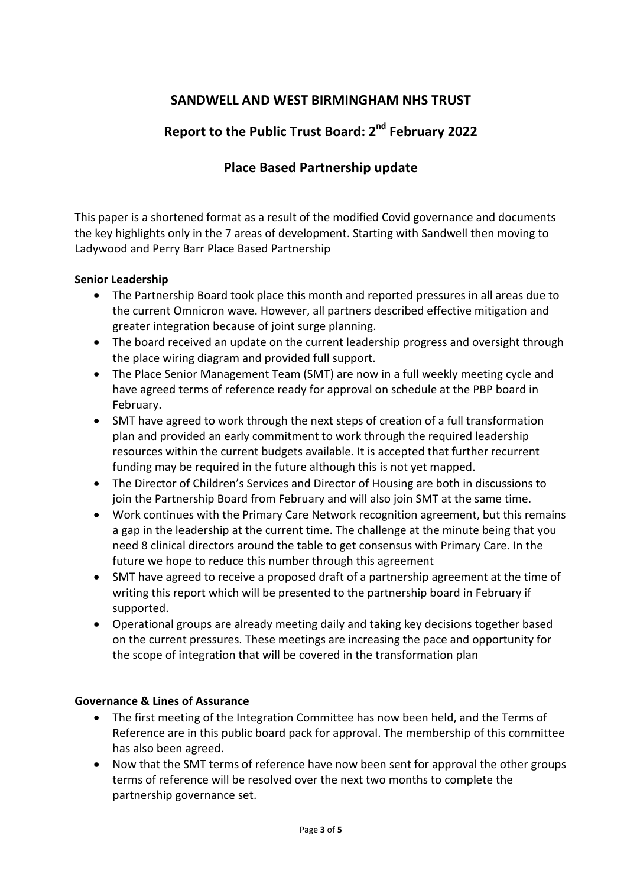**SANDWELL AND WEST BIRMINGHAM NHS TRUST**

**Report to the Public Trust Board: 2nd February 2022**

**Place Based Partnership update**

This paper is a shortened format as a result of the modified Covid governance and documents the key highlights only in the 7 areas of development. Starting with Sandwell then moving to Ladywood and Perry Barr Place Based Partnership

**Senior Leadership**

- The Partnership Board took place this month and reported pressures in all areas due to the current Omnicron wave. However, all partners described effective mitigation and greater integration because of joint surge planning.
- The board received an update on the current leadership progress and oversight through the place wiring diagram and provided full support.
- The Place Senior Management Team (SMT) are now in a full weekly meeting cycle and have agreed terms of reference ready for approval on schedule at the PBP board in February.
- SMT have agreed to work through the next steps of creation of a full transformation plan and provided an early commitment to work through the required leadership resources within the current budgets available. It is accepted that further recurrent funding may be required in the future although this is not yet mapped.
- The Director of Children's Services and Director of Housing are both in discussions to join the Partnership Board from February and will also join SMT at the same time.
- Work continues with the Primary Care Network recognition agreement, but this remains a gap in the leadership at the current time. The challenge at the minute being that you need 8 clinical directors around the table to get consensus with Primary Care. In the future we hope to reduce this number through this agreement
- SMT have agreed to receive a proposed draft of a partnership agreement at the time of writing this report which will be presented to the partnership board in February if supported.
- Operational groups are already meeting daily and taking key decisions together based on the current pressures. These meetings are increasing the pace and opportunity for the scope of integration that will be covered in the transformation plan

**Governance & Lines of Assurance**

- The first meeting of the Integration Committee has now been held, and the Terms of Reference are in this public board pack for approval. The membership of this committee has also been agreed.
- Now that the SMT terms of reference have now been sent for approval the other groups terms of reference will be resolved over the next two months to complete the partnership governance set.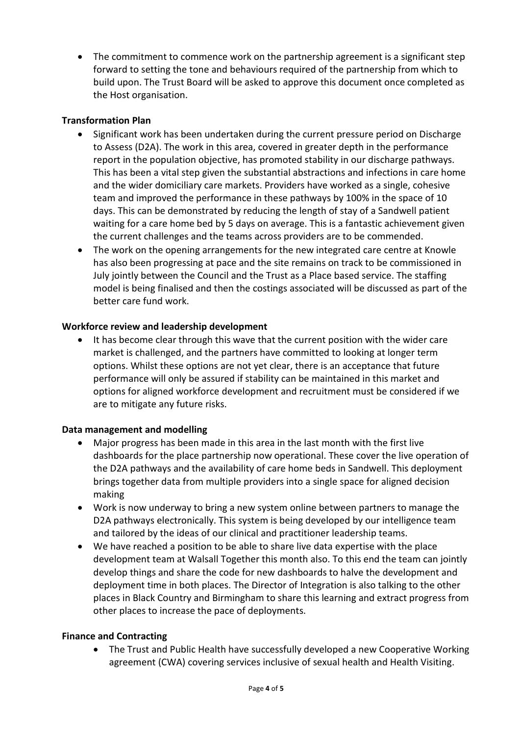- The commitment to commence work on the partnership agreement is a significant step forward to setting the tone and behaviours required of the partnership from which to build upon. The Trust Board will be asked to approve this document once completed as the Host organisation.

**Transformation Plan**

- Significant work has been undertaken during the current pressure period on Discharge to Assess (D2A). The work in this area, covered in greater depth in the performance report in the population objective, has promoted stability in our discharge pathways. This has been a vital step given the substantial abstractions and infections in care home and the wider domiciliary care markets. Providers have worked as a single, cohesive team and improved the performance in these pathways by 100% in the space of 10 days. This can be demonstrated by reducing the length of stay of a Sandwell patient waiting for a care home bed by 5 days on average. This is a fantastic achievement given the current challenges and the teams across providers are to be commended.
- The work on the opening arrangements for the new integrated care centre at Knowle has also been progressing at pace and the site remains on track to be commissioned in July jointly between the Council and the Trust as a Place based service. The staffing model is being finalised and then the costings associated will be discussed as part of the better care fund work.

**Workforce review and leadership development**

- It has become clear through this wave that the current position with the wider care market is challenged, and the partners have committed to looking at longer term options. Whilst these options are not yet clear, there is an acceptance that future performance will only be assured if stability can be maintained in this market and options for aligned workforce development and recruitment must be considered if we are to mitigate any future risks.

**Data management and modelling**

- Major progress has been made in this area in the last month with the first live dashboards for the place partnership now operational. These cover the live operation of the D2A pathways and the availability of care home beds in Sandwell. This deployment brings together data from multiple providers into a single space for aligned decision making
- Work is now underway to bring a new system online between partners to manage the D2A pathways electronically. This system is being developed by our intelligence team and tailored by the ideas of our clinical and practitioner leadership teams.
- We have reached a position to be able to share live data expertise with the place development team at Walsall Together this month also. To this end the team can jointly develop things and share the code for new dashboards to halve the development and deployment time in both places. The Director of Integration is also talking to the other places in Black Country and Birmingham to share this learning and extract progress from other places to increase the pace of deployments.

**Finance and Contracting**

- The Trust and Public Health have successfully developed a new Cooperative Working agreement (CWA) covering services inclusive of sexual health and Health Visiting.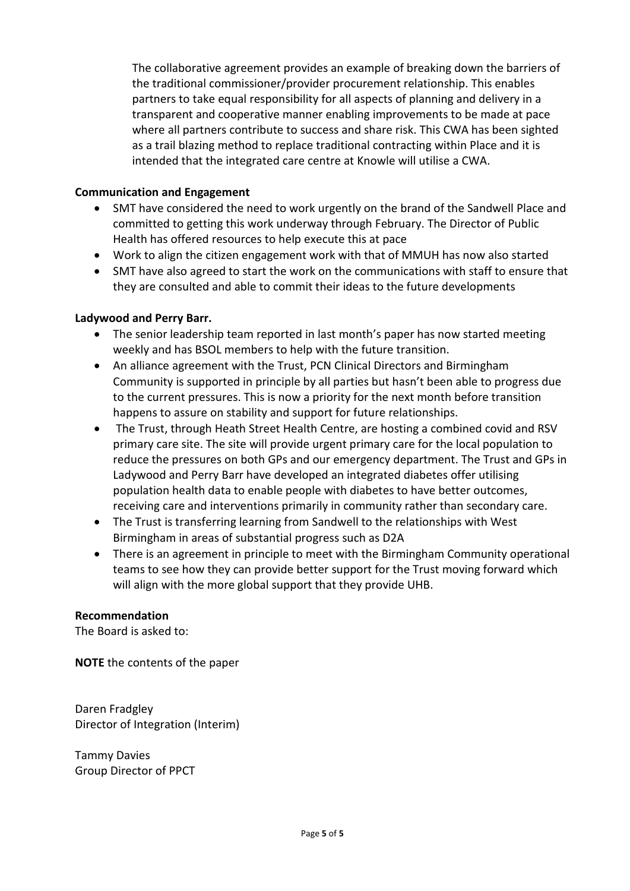The collaborative agreement provides an example of breaking down the barriers of the traditional commissioner/provider procurement relationship. This enables partners to take equal responsibility for all aspects of planning and delivery in a transparent and cooperative manner enabling improvements to be made at pace where all partners contribute to success and share risk. This CWA has been sighted as a trail blazing method to replace traditional contracting within Place and it is intended that the integrated care centre at Knowle will utilise a CWA.

**Communication and Engagement**

- SMT have considered the need to work urgently on the brand of the Sandwell Place and committed to getting this work underway through February. The Director of Public Health has offered resources to help execute this at pace
- Work to align the citizen engagement work with that of MMUH has now also started
- SMT have also agreed to start the work on the communications with staff to ensure that they are consulted and able to commit their ideas to the future developments

**Ladywood and Perry Barr.**

- The senior leadership team reported in last month's paper has now started meeting weekly and has BSOL members to help with the future transition.
- An alliance agreement with the Trust, PCN Clinical Directors and Birmingham Community is supported in principle by all parties but hasn't been able to progress due to the current pressures. This is now a priority for the next month before transition happens to assure on stability and support for future relationships.
- The Trust, through Heath Street Health Centre, are hosting a combined covid and RSV primary care site. The site will provide urgent primary care for the local population to reduce the pressures on both GPs and our emergency department. The Trust and GPs in Ladywood and Perry Barr have developed an integrated diabetes offer utilising population health data to enable people with diabetes to have better outcomes, receiving care and interventions primarily in community rather than secondary care.
- The Trust is transferring learning from Sandwell to the relationships with West Birmingham in areas of substantial progress such as D2A
- There is an agreement in principle to meet with the Birmingham Community operational teams to see how they can provide better support for the Trust moving forward which will align with the more global support that they provide UHB.

**Recommendation**

The Board is asked to:

**NOTE** the contents of the paper

Daren Fradgley
Director of Integration (Interim)

Tammy Davies
Group Director of PPCT